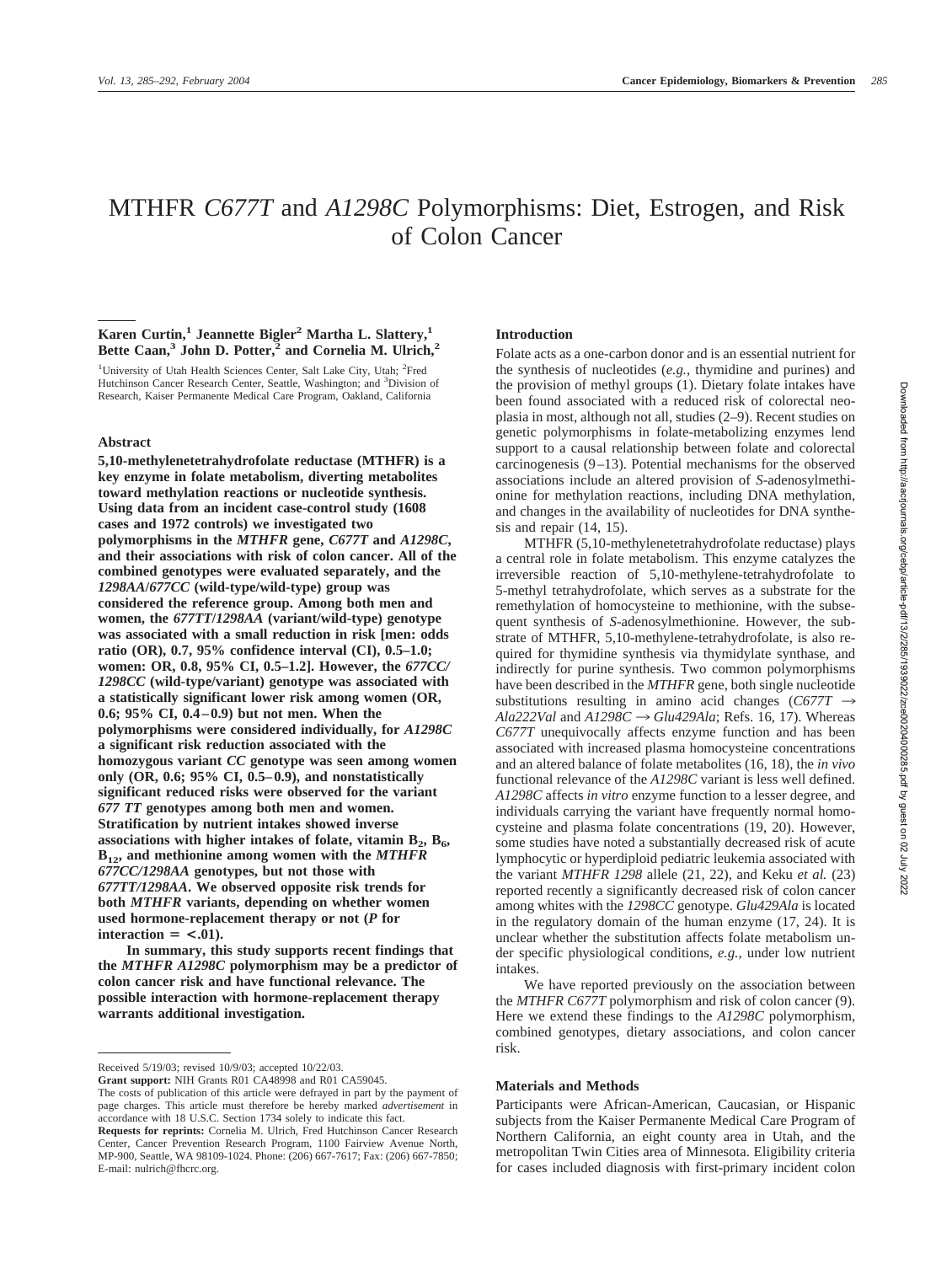# MTHFR *C677T* and *A1298C* Polymorphisms: Diet, Estrogen, and Risk of Colon Cancer

**Karen Curtin,[1] Jeannette Bigler[2] Martha L. Slattery,[1] Bette Caan,[3] John D. Potter,[2] and Cornelia M. Ulrich,[2]**

[1]University of Utah Health Sciences Center, Salt Lake City, Utah; [2]Fred Hutchinson Cancer Research Center, Seattle, Washington; and [3]Division of Research, Kaiser Permanente Medical Care Program, Oakland, California

## Abstract

**5,10-methylenetetrahydrofolate reductase (MTHFR) is a key enzyme in folate metabolism, diverting metabolites toward methylation reactions or nucleotide synthesis. Using data from an incident case-control study (1608 cases and 1972 controls) we investigated two polymorphisms in the *MTHFR* gene, *C677T* and *A1298C*, and their associations with risk of colon cancer. All of the combined genotypes were evaluated separately, and the *1298AA*/*677CC* (wild-type/wild-type) group was considered the reference group. Among both men and women, the *677TT*/*1298AA* (variant/wild-type) genotype was associated with a small reduction in risk [men: odds ratio (OR), 0.7, 95% confidence interval (CI), 0.5–1.0; women: OR, 0.8, 95% CI, 0.5–1.2]. However, the *677CC/1298CC* (wild-type/variant) genotype was associated with a statistically significant lower risk among women (OR, 0.6; 95% CI, 0.4–0.9) but not men. When the polymorphisms were considered individually, for *A1298C* a significant risk reduction associated with the homozygous variant *CC* genotype was seen among women only (OR, 0.6; 95% CI, 0.5–0.9), and nonstatistically significant reduced risks were observed for the variant *677 TT* genotypes among both men and women. Stratification by nutrient intakes showed inverse associations with higher intakes of folate, vitamin $B_2$, $B_6$, $B_{12}$, and methionine among women with the *MTHFR 677CC/1298AA* genotypes, but not those with *677TT/1298AA*. We observed opposite risk trends for both *MTHFR* variants, depending on whether women used hormone-replacement therapy or not (*P* for interaction = <.01).**

**In summary, this study supports recent findings that the *MTHFR A1298C* polymorphism may be a predictor of colon cancer risk and have functional relevance. The possible interaction with hormone-replacement therapy warrants additional investigation.**

Received 5/19/03; revised 10/9/03; accepted 10/22/03.

**Grant support:** NIH Grants R01 CA48998 and R01 CA59045.

The costs of publication of this article were defrayed in part by the payment of page charges. This article must therefore be hereby marked *advertisement* in accordance with 18 U.S.C. Section 1734 solely to indicate this fact.

**Requests for reprints:** Cornelia M. Ulrich, Fred Hutchinson Cancer Research Center, Cancer Prevention Research Program, 1100 Fairview Avenue North, MP-900, Seattle, WA 98109-1024. Phone: (206) 667-7617; Fax: (206) 667-7850; E-mail: nulrich@fhcrc.org.

## Introduction

Folate acts as a one-carbon donor and is an essential nutrient for the synthesis of nucleotides (*e.g.*, thymidine and purines) and the provision of methyl groups (1). Dietary folate intakes have been found associated with a reduced risk of colorectal neoplasia in most, although not all, studies (2–9). Recent studies on genetic polymorphisms in folate-metabolizing enzymes lend support to a causal relationship between folate and colorectal carcinogenesis (9–13). Potential mechanisms for the observed associations include an altered provision of *S*-adenosylmethionine for methylation reactions, including DNA methylation, and changes in the availability of nucleotides for DNA synthesis and repair (14, 15).

MTHFR (5,10-methylenetetrahydrofolate reductase) plays a central role in folate metabolism. This enzyme catalyzes the irreversible reaction of 5,10-methylene-tetrahydrofolate to 5-methyl tetrahydrofolate, which serves as a substrate for the remethylation of homocysteine to methionine, with the subsequent synthesis of *S*-adenosylmethionine. However, the substrate of MTHFR, 5,10-methylene-tetrahydrofolate, is also required for thymidine synthesis via thymidylate synthase, and indirectly for purine synthesis. Two common polymorphisms have been described in the *MTHFR* gene, both single nucleotide substitutions resulting in amino acid changes (*C677T* → *Ala222Val* and *A1298C* → *Glu429Ala*; Refs. 16, 17). Whereas *C677T* unequivocally affects enzyme function and has been associated with increased plasma homocysteine concentrations and an altered balance of folate metabolites (16, 18), the *in vivo* functional relevance of the *A1298C* variant is less well defined. *A1298C* affects *in vitro* enzyme function to a lesser degree, and individuals carrying the variant have frequently normal homocysteine and plasma folate concentrations (19, 20). However, some studies have noted a substantially decreased risk of acute lymphocytic or hyperdiploid pediatric leukemia associated with the variant *MTHFR 1298* allele (21, 22), and Keku *et al.* (23) reported recently a significantly decreased risk of colon cancer among whites with the *1298CC* genotype. *Glu429Ala* is located in the regulatory domain of the human enzyme (17, 24). It is unclear whether the substitution affects folate metabolism under specific physiological conditions, *e.g.*, under low nutrient intakes.

We have reported previously on the association between the *MTHFR C677T* polymorphism and risk of colon cancer (9). Here we extend these findings to the *A1298C* polymorphism, combined genotypes, dietary associations, and colon cancer risk.

## Materials and Methods

Participants were African-American, Caucasian, or Hispanic subjects from the Kaiser Permanente Medical Care Program of Northern California, an eight county area in Utah, and the metropolitan Twin Cities area of Minnesota. Eligibility criteria for cases included diagnosis with first-primary incident colon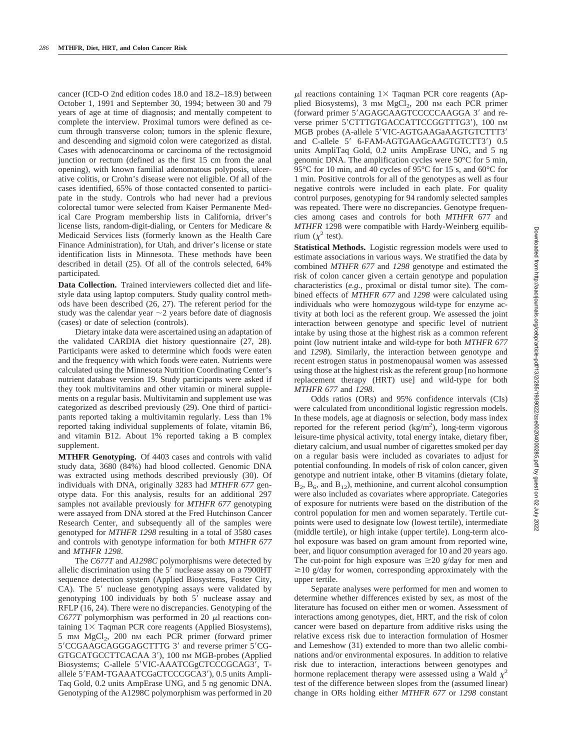cancer (ICD-O 2nd edition codes 18.0 and 18.2–18.9) between October 1, 1991 and September 30, 1994; between 30 and 79 years of age at time of diagnosis; and mentally competent to complete the interview. Proximal tumors were defined as cecum through transverse colon; tumors in the splenic flexure, and descending and sigmoid colon were categorized as distal. Cases with adenocarcinoma or carcinoma of the rectosigmoid junction or rectum (defined as the first 15 cm from the anal opening), with known familial adenomatous polyposis, ulcerative colitis, or Crohn's disease were not eligible. Of all of the cases identified, 65% of those contacted consented to participate in the study. Controls who had never had a previous colorectal tumor were selected from Kaiser Permanente Medical Care Program membership lists in California, driver's license lists, random-digit-dialing, or Centers for Medicare & Medicaid Services lists (formerly known as the Health Care Finance Administration), for Utah, and driver's license or state identification lists in Minnesota. These methods have been described in detail (25). Of all of the controls selected, 64% participated.

**Data Collection.** Trained interviewers collected diet and lifestyle data using laptop computers. Study quality control methods have been described (26, 27). The referent period for the study was the calendar year ~2 years before date of diagnosis (cases) or date of selection (controls).

Dietary intake data were ascertained using an adaptation of the validated CARDIA diet history questionnaire (27, 28). Participants were asked to determine which foods were eaten and the frequency with which foods were eaten. Nutrients were calculated using the Minnesota Nutrition Coordinating Center's nutrient database version 19. Study participants were asked if they took multivitamins and other vitamin or mineral supplements on a regular basis. Multivitamin and supplement use was categorized as described previously (29). One third of participants reported taking a multivitamin regularly. Less than 1% reported taking individual supplements of folate, vitamin B6, and vitamin B12. About 1% reported taking a B complex supplement.

**MTHFR Genotyping.** Of 4403 cases and controls with valid study data, 3680 (84%) had blood collected. Genomic DNA was extracted using methods described previously (30). Of individuals with DNA, originally 3283 had *MTHFR 677* genotype data. For this analysis, results for an additional 297 samples not available previously for *MTHFR 677* genotyping were assayed from DNA stored at the Fred Hutchinson Cancer Research Center, and subsequently all of the samples were genotyped for *MTHFR 1298* resulting in a total of 3580 cases and controls with genotype information for both *MTHFR 677* and *MTHFR 1298*.

The *C677T* and *A1298C* polymorphisms were detected by allelic discrimination using the 5′ nuclease assay on a 7900HT sequence detection system (Applied Biosystems, Foster City, CA). The 5′ nuclease genotyping assays were validated by genotyping 100 individuals by both 5′ nuclease assay and RFLP (16, 24). There were no discrepancies. Genotyping of the *C677T* polymorphism was performed in 20 μl reactions containing 1× Taqman PCR core reagents (Applied Biosystems), 5 mM $MgCl_2$, 200 nM each PCR primer (forward primer 5′CCGAAGCAGGGAGCTTTG 3′ and reverse primer 5′CGGTGCATGCCTTCACAA 3′), 100 nM MGB-probes (Applied Biosystems; C-allele 5′VIC-AAATCGgCTCCCGCAG3′, T-allele 5′FAM-TGAAATCGaCTCCCGCA3′), 0.5 units AmpliTaq Gold, 0.2 units AmpErase UNG, and 5 ng genomic DNA. Genotyping of the A1298C polymorphism was performed in 20 μl reactions containing 1× Taqman PCR core reagents (Applied Biosystems), 3 mM $MgCl_2$, 200 nM each PCR primer (forward primer 5′AGAGCAAGTCCCCCAAGGA 3′ and reverse primer 5′CTTTGTGACCATTCCGGTTTG3′), 100 nM MGB probes (A-allele 5′VIC-AGTGAAGaAAGTGTCTTT3′ and C-allele 5′ 6-FAM-AGTGAAGcAAGTGTCTT3′) 0.5 units AmpliTaq Gold, 0.2 units AmpErase UNG, and 5 ng genomic DNA. The amplification cycles were 50°C for 5 min, 95°C for 10 min, and 40 cycles of 95°C for 15 s, and 60°C for 1 min. Positive controls for all of the genotypes as well as four negative controls were included in each plate. For quality control purposes, genotyping for 94 randomly selected samples was repeated. There were no discrepancies. Genotype frequencies among cases and controls for both *MTHFR* 677 and *MTHFR* 1298 were compatible with Hardy-Weinberg equilibrium ($\chi^2$ test).

**Statistical Methods.** Logistic regression models were used to estimate associations in various ways. We stratified the data by combined *MTHFR 677* and *1298* genotype and estimated the risk of colon cancer given a certain genotype and population characteristics (*e.g.*, proximal or distal tumor site). The combined effects of *MTHFR 677* and *1298* were calculated using individuals who were homozygous wild-type for enzyme activity at both loci as the referent group. We assessed the joint interaction between genotype and specific level of nutrient intake by using those at the highest risk as a common referent point (low nutrient intake and wild-type for both *MTHFR 677* and *1298*). Similarly, the interaction between genotype and recent estrogen status in postmenopausal women was assessed using those at the highest risk as the referent group [no hormone replacement therapy (HRT) use] and wild-type for both *MTHFR 677* and *1298*.

Odds ratios (ORs) and 95% confidence intervals (CIs) were calculated from unconditional logistic regression models. In these models, age at diagnosis or selection, body mass index reported for the referent period ($kg/m^2$), long-term vigorous leisure-time physical activity, total energy intake, dietary fiber, dietary calcium, and usual number of cigarettes smoked per day on a regular basis were included as covariates to adjust for potential confounding. In models of risk of colon cancer, given genotype and nutrient intake, other B vitamins (dietary folate, $B_2$, $B_6$, and $B_{12}$), methionine, and current alcohol consumption were also included as covariates where appropriate. Categories of exposure for nutrients were based on the distribution of the control population for men and women separately. Tertile cutpoints were used to designate low (lowest tertile), intermediate (middle tertile), or high intake (upper tertile). Long-term alcohol exposure was based on gram amount from reported wine, beer, and liquor consumption averaged for 10 and 20 years ago. The cut-point for high exposure was ≥20 g/day for men and ≥10 g/day for women, corresponding approximately with the upper tertile.

Separate analyses were performed for men and women to determine whether differences existed by sex, as most of the literature has focused on either men or women. Assessment of interactions among genotypes, diet, HRT, and the risk of colon cancer were based on departure from additive risks using the relative excess risk due to interaction formulation of Hosmer and Lemeshow (31) extended to more than two allelic combinations and/or environmental exposures. In addition to relative risk due to interaction, interactions between genotypes and hormone replacement therapy were assessed using a Wald $\chi^2$ test of the difference between slopes from the (assumed linear) change in ORs holding either *MTHFR 677* or *1298* constant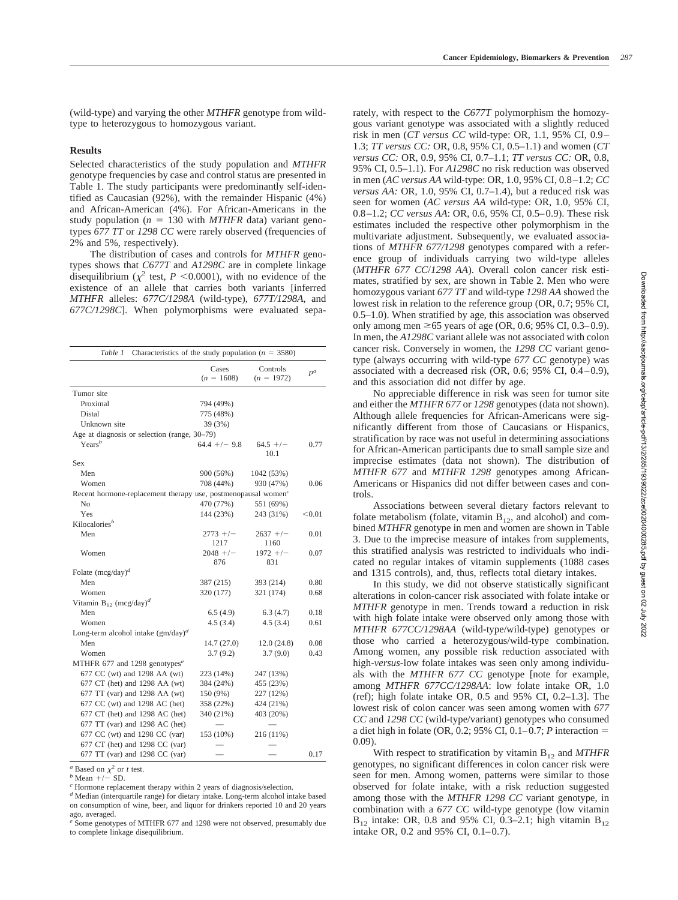(wild-type) and varying the other *MTHFR* genotype from wild-type to heterozygous to homozygous variant.

## Results

Selected characteristics of the study population and *MTHFR* genotype frequencies by case and control status are presented in Table 1. The study participants were predominantly self-identified as Caucasian (92%), with the remainder Hispanic (4%) and African-American (4%). For African-Americans in the study population ($n = 130$ with *MTHFR* data) variant genotypes *677 TT* or *1298 CC* were rarely observed (frequencies of 2% and 5%, respectively).

The distribution of cases and controls for *MTHFR* genotypes shows that *C677T* and *A1298C* are in complete linkage disequilibrium ($\chi^2$ test, $P < 0.0001$), with no evidence of the existence of an allele that carries both variants [inferred *MTHFR* alleles: *677C/1298A* (wild-type), *677T/1298A*, and *677C/1298C*]. When polymorphisms were evaluated separately, with respect to the *C677T* polymorphism the homozygous variant genotype was associated with a slightly reduced risk in men (*CT versus CC* wild-type: OR, 1.1, 95% CI, 0.9–1.3; *TT versus CC:* OR, 0.8, 95% CI, 0.5–1.1) and women (*CT versus CC:* OR, 0.9, 95% CI, 0.7–1.1; *TT versus CC:* OR, 0.8, 95% CI, 0.5–1.1). For *A1298C* no risk reduction was observed in men (*AC versus AA* wild-type: OR, 1.0, 95% CI, 0.8–1.2; *CC versus AA:* OR, 1.0, 95% CI, 0.7–1.4), but a reduced risk was seen for women (*AC versus AA* wild-type: OR, 1.0, 95% CI, 0.8–1.2; *CC versus AA*: OR, 0.6, 95% CI, 0.5–0.9). These risk estimates included the respective other polymorphism in the multivariate adjustment. Subsequently, we evaluated associations of *MTHFR 677/1298* genotypes compared with a reference group of individuals carrying two wild-type alleles (*MTHFR 677 CC/1298 AA*). Overall colon cancer risk estimates, stratified by sex, are shown in Table 2. Men who were homozygous variant *677 TT* and wild-type *1298 AA* showed the lowest risk in relation to the reference group (OR, 0.7; 95% CI, 0.5–1.0). When stratified by age, this association was observed only among men ≥65 years of age (OR, 0.6; 95% CI, 0.3–0.9). In men, the *A1298C* variant allele was not associated with colon cancer risk. Conversely in women, the *1298 CC* variant genotype (always occurring with wild-type *677 CC* genotype) was associated with a decreased risk (OR, 0.6; 95% CI, 0.4–0.9), and this association did not differ by age.

No appreciable difference in risk was seen for tumor site and either the *MTHFR 677* or *1298* genotypes (data not shown). Although allele frequencies for African-Americans were significantly different from those of Caucasians or Hispanics, stratification by race was not useful in determining associations for African-American participants due to small sample size and imprecise estimates (data not shown). The distribution of *MTHFR 677* and *MTHFR 1298* genotypes among African-Americans or Hispanics did not differ between cases and controls.

Associations between several dietary factors relevant to folate metabolism (folate, vitamin $B_{12}$, and alcohol) and combined *MTHFR* genotype in men and women are shown in Table 3. Due to the imprecise measure of intakes from supplements, this stratified analysis was restricted to individuals who indicated no regular intakes of vitamin supplements (1088 cases and 1315 controls), and, thus, reflects total dietary intakes.

In this study, we did not observe statistically significant alterations in colon-cancer risk associated with folate intake or *MTHFR* genotype in men. Trends toward a reduction in risk with high folate intake were observed only among those with *MTHFR 677CC/1298AA* (wild-type/wild-type) genotypes or those who carried a heterozygous/wild-type combination. Among women, any possible risk reduction associated with high-*versus*-low folate intakes was seen only among individuals with the *MTHFR 677 CC* genotype [note for example, among *MTHFR 677CC/1298AA*: low folate intake OR, 1.0 (ref); high folate intake OR, 0.5 and 95% CI, 0.2–1.3]. The lowest risk of colon cancer was seen among women with *677 CC* and *1298 CC* (wild-type/variant) genotypes who consumed a diet high in folate (OR, 0.2; 95% CI, 0.1–0.7; *P* interaction = 0.09).

With respect to stratification by vitamin $B_{12}$ and *MTHFR* genotypes, no significant differences in colon cancer risk were seen for men. Among women, patterns were similar to those observed for folate intake, with a risk reduction suggested among those with the *MTHFR 1298 CC* variant genotype, in combination with a *677 CC* wild-type genotype (low vitamin $B_{12}$ intake: OR, 0.8 and 95% CI, 0.3–2.1; high vitamin $B_{12}$ intake OR, 0.2 and 95% CI, 0.1–0.7).

*Table 1* Characteristics of the study population ($n = 3580$)

| | Cases ($n = 1608$) | Controls ($n = 1972$) | $P$[a] |
|---|---|---|---|
| Tumor site | | | |
| Proximal | 794 (49%) | | |
| Distal | 775 (48%) | | |
| Unknown site | 39 (3%) | | |
| Age at diagnosis or selection (range, 30–79) | | | |
| Years[b] | 64.4 +/− 9.8 | 64.5 +/− 10.1 | 0.77 |
| Sex | | | |
| Men | 900 (56%) | 1042 (53%) | |
| Women | 708 (44%) | 930 (47%) | 0.06 |
| Recent hormone-replacement therapy use, postmenopausal women[c] | | | |
| No | 470 (77%) | 551 (69%) | |
| Yes | 144 (23%) | 243 (31%) | <0.01 |
| Kilocalories[b] | | | |
| Men | 2773 +/− 1217 | 2637 +/− 1160 | 0.01 |
| Women | 2048 +/− 876 | 1972 +/− 831 | 0.07 |
| Folate (mcg/day)[d] | | | |
| Men | 387 (215) | 393 (214) | 0.80 |
| Women | 320 (177) | 321 (174) | 0.68 |
| Vitamin $B_{12}$ (mcg/day)[d] | | | |
| Men | 6.5 (4.9) | 6.3 (4.7) | 0.18 |
| Women | 4.5 (3.4) | 4.5 (3.4) | 0.61 |
| Long-term alcohol intake (gm/day)[d] | | | |
| Men | 14.7 (27.0) | 12.0 (24.8) | 0.08 |
| Women | 3.7 (9.2) | 3.7 (9.0) | 0.43 |
| MTHFR 677 and 1298 genotypes[e] | | | |
| 677 CC (wt) and 1298 AA (wt) | 223 (14%) | 247 (13%) | |
| 677 CT (het) and 1298 AA (wt) | 384 (24%) | 455 (23%) | |
| 677 TT (var) and 1298 AA (wt) | 150 (9%) | 227 (12%) | |
| 677 CC (wt) and 1298 AC (het) | 358 (22%) | 424 (21%) | |
| 677 CT (het) and 1298 AC (het) | 340 (21%) | 403 (20%) | |
| 677 TT (var) and 1298 AC (het) | — | — | |
| 677 CC (wt) and 1298 CC (var) | 153 (10%) | 216 (11%) | |
| 677 CT (het) and 1298 CC (var) | — | — | |
| 677 TT (var) and 1298 CC (var) | — | — | 0.17 |

[a] Based on $\chi^2$ or $t$ test.
[b] Mean +/− SD.
[c] Hormone replacement therapy within 2 years of diagnosis/selection.
[d] Median (interquartile range) for dietary intake. Long-term alcohol intake based on consumption of wine, beer, and liquor for drinkers reported 10 and 20 years ago, averaged.
[e] Some genotypes of MTHFR 677 and 1298 were not observed, presumably due to complete linkage disequilibrium.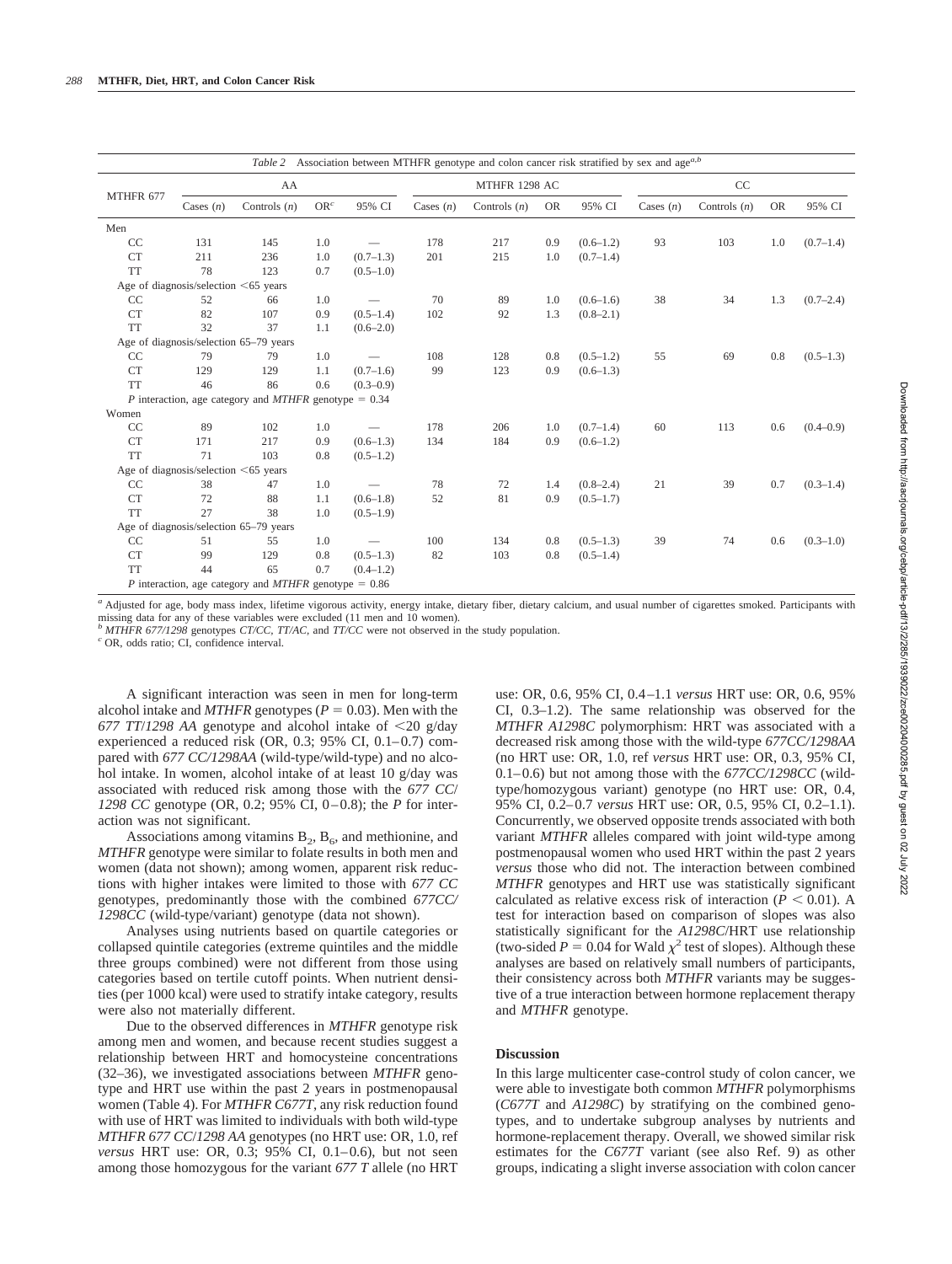*Table 2* Association between MTHFR genotype and colon cancer risk stratified by sex and age[a,b]

| MTHFR 677 | AA | | | | MTHFR 1298 AC | | | | CC | | | |
|---|---|---|---|---|---|---|---|---|---|---|---|---|
| | Cases (*n*) | Controls (*n*) | OR[c] | 95% CI | Cases (*n*) | Controls (*n*) | OR | 95% CI | Cases (*n*) | Controls (*n*) | OR | 95% CI |
| Men | | | | | | | | | | | | |
| CC | 131 | 145 | 1.0 | — | 178 | 217 | 0.9 | (0.6–1.2) | 93 | 103 | 1.0 | (0.7–1.4) |
| CT | 211 | 236 | 1.0 | (0.7–1.3) | 201 | 215 | 1.0 | (0.7–1.4) | | | | |
| TT | 78 | 123 | 0.7 | (0.5–1.0) | | | | | | | | |
| Age of diagnosis/selection <65 years | | | | | | | | | | | | |
| CC | 52 | 66 | 1.0 | — | 70 | 89 | 1.0 | (0.6–1.6) | 38 | 34 | 1.3 | (0.7–2.4) |
| CT | 82 | 107 | 0.9 | (0.5–1.4) | 102 | 92 | 1.3 | (0.8–2.1) | | | | |
| TT | 32 | 37 | 1.1 | (0.6–2.0) | | | | | | | | |
| Age of diagnosis/selection 65–79 years | | | | | | | | | | | | |
| CC | 79 | 79 | 1.0 | — | 108 | 128 | 0.8 | (0.5–1.2) | 55 | 69 | 0.8 | (0.5–1.3) |
| CT | 129 | 129 | 1.1 | (0.7–1.6) | 99 | 123 | 0.9 | (0.6–1.3) | | | | |
| TT | 46 | 86 | 0.6 | (0.3–0.9) | | | | | | | | |
| *P* interaction, age category and *MTHFR* genotype = 0.34 | | | | | | | | | | | | |
| Women | | | | | | | | | | | | |
| CC | 89 | 102 | 1.0 | — | 178 | 206 | 1.0 | (0.7–1.4) | 60 | 113 | 0.6 | (0.4–0.9) |
| CT | 171 | 217 | 0.9 | (0.6–1.3) | 134 | 184 | 0.9 | (0.6–1.2) | | | | |
| TT | 71 | 103 | 0.8 | (0.5–1.2) | | | | | | | | |
| Age of diagnosis/selection <65 years | | | | | | | | | | | | |
| CC | 38 | 47 | 1.0 | — | 78 | 72 | 1.4 | (0.8–2.4) | 21 | 39 | 0.7 | (0.3–1.4) |
| CT | 72 | 88 | 1.1 | (0.6–1.8) | 52 | 81 | 0.9 | (0.5–1.7) | | | | |
| TT | 27 | 38 | 1.0 | (0.5–1.9) | | | | | | | | |
| Age of diagnosis/selection 65–79 years | | | | | | | | | | | | |
| CC | 51 | 55 | 1.0 | — | 100 | 134 | 0.8 | (0.5–1.3) | 39 | 74 | 0.6 | (0.3–1.0) |
| CT | 99 | 129 | 0.8 | (0.5–1.3) | 82 | 103 | 0.8 | (0.5–1.4) | | | | |
| TT | 44 | 65 | 0.7 | (0.4–1.2) | | | | | | | | |
| *P* interaction, age category and *MTHFR* genotype = 0.86 | | | | | | | | | | | | |

[a] Adjusted for age, body mass index, lifetime vigorous activity, energy intake, dietary fiber, dietary calcium, and usual number of cigarettes smoked. Participants with missing data for any of these variables were excluded (11 men and 10 women).
[b] *MTHFR 677/1298* genotypes *CT/CC*, *TT/AC*, and *TT/CC* were not observed in the study population.
[c] OR, odds ratio; CI, confidence interval.

A significant interaction was seen in men for long-term alcohol intake and *MTHFR* genotypes ($P = 0.03$). Men with the *677 TT/1298 AA* genotype and alcohol intake of <20 g/day experienced a reduced risk (OR, 0.3; 95% CI, 0.1–0.7) compared with *677 CC/1298AA* (wild-type/wild-type) and no alcohol intake. In women, alcohol intake of at least 10 g/day was associated with reduced risk among those with the *677 CC/ 1298 CC* genotype (OR, 0.2; 95% CI, 0–0.8); the *P* for interaction was not significant.

Associations among vitamins $B_2$, $B_6$, and methionine, and *MTHFR* genotype were similar to folate results in both men and women (data not shown); among women, apparent risk reductions with higher intakes were limited to those with *677 CC* genotypes, predominantly those with the combined *677CC/ 1298CC* (wild-type/variant) genotype (data not shown).

Analyses using nutrients based on quartile categories or collapsed quintile categories (extreme quintiles and the middle three groups combined) were not different from those using categories based on tertile cutoff points. When nutrient densities (per 1000 kcal) were used to stratify intake category, results were also not materially different.

Due to the observed differences in *MTHFR* genotype risk among men and women, and because recent studies suggest a relationship between HRT and homocysteine concentrations (32–36), we investigated associations between *MTHFR* genotype and HRT use within the past 2 years in postmenopausal women (Table 4). For *MTHFR C677T*, any risk reduction found with use of HRT was limited to individuals with both wild-type *MTHFR 677 CC/1298 AA* genotypes (no HRT use: OR, 1.0, ref *versus* HRT use: OR, 0.3; 95% CI, 0.1–0.6), but not seen among those homozygous for the variant *677 T* allele (no HRT use: OR, 0.6, 95% CI, 0.4–1.1 *versus* HRT use: OR, 0.6, 95% CI, 0.3–1.2). The same relationship was observed for the *MTHFR A1298C* polymorphism: HRT was associated with a decreased risk among those with the wild-type *677CC/1298AA* (no HRT use: OR, 1.0, ref *versus* HRT use: OR, 0.3, 95% CI, 0.1–0.6) but not among those with the *677CC/1298CC* (wild-type/homozygous variant) genotype (no HRT use: OR, 0.4, 95% CI, 0.2–0.7 *versus* HRT use: OR, 0.5, 95% CI, 0.2–1.1). Concurrently, we observed opposite trends associated with both variant *MTHFR* alleles compared with joint wild-type among postmenopausal women who used HRT within the past 2 years *versus* those who did not. The interaction between combined *MTHFR* genotypes and HRT use was statistically significant calculated as relative excess risk of interaction ($P < 0.01$). A test for interaction based on comparison of slopes was also statistically significant for the *A1298C*/HRT use relationship (two-sided $P = 0.04$ for Wald $\chi^2$ test of slopes). Although these analyses are based on relatively small numbers of participants, their consistency across both *MTHFR* variants may be suggestive of a true interaction between hormone replacement therapy and *MTHFR* genotype.

## Discussion

In this large multicenter case-control study of colon cancer, we were able to investigate both common *MTHFR* polymorphisms (*C677T* and *A1298C*) by stratifying on the combined genotypes, and to undertake subgroup analyses by nutrients and hormone-replacement therapy. Overall, we showed similar risk estimates for the *C677T* variant (see also Ref. 9) as other groups, indicating a slight inverse association with colon cancer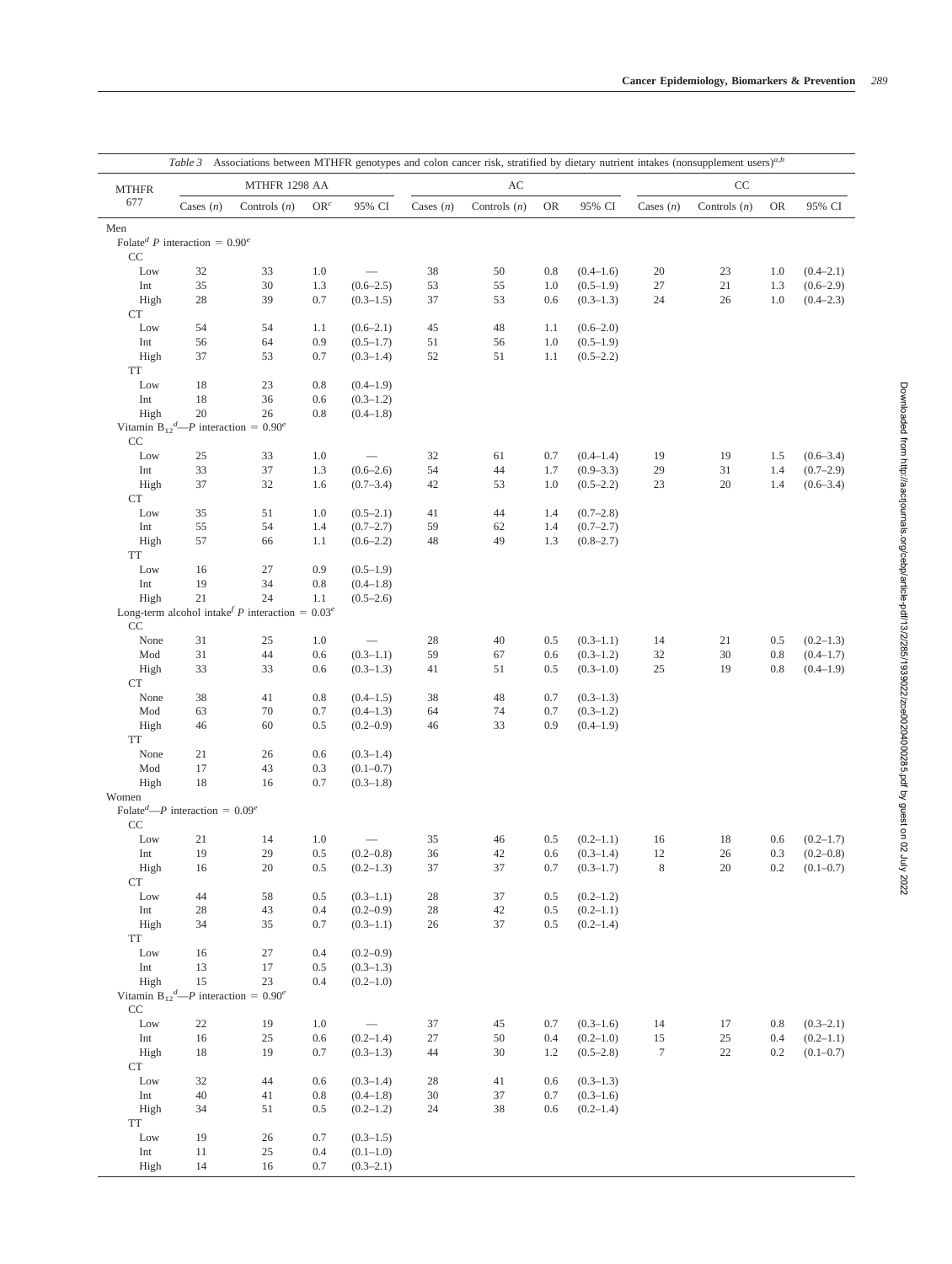*Table 3* Associations between MTHFR genotypes and colon cancer risk, stratified by dietary nutrient intakes (nonsupplement users)[a,b]

| MTHFR 677 | MTHFR 1298 AA | | | | AC | | | | CC | | | |
|---|---|---|---|---|---|---|---|---|---|---|---|---|
| | Cases (*n*) | Controls (*n*) | OR[c] | 95% CI | Cases (*n*) | Controls (*n*) | OR | 95% CI | Cases (*n*) | Controls (*n*) | OR | 95% CI |
| Men | | | | | | | | | | | | |
| Folate[d] *P* interaction = 0.90[e] | | | | | | | | | | | | |
| CC | | | | | | | | | | | | |
| Low | 32 | 33 | 1.0 | — | 38 | 50 | 0.8 | (0.4–1.6) | 20 | 23 | 1.0 | (0.4–2.1) |
| Int | 35 | 30 | 1.3 | (0.6–2.5) | 53 | 55 | 1.0 | (0.5–1.9) | 27 | 21 | 1.3 | (0.6–2.9) |
| High | 28 | 39 | 0.7 | (0.3–1.5) | 37 | 53 | 0.6 | (0.3–1.3) | 24 | 26 | 1.0 | (0.4–2.3) |
| CT | | | | | | | | | | | | |
| Low | 54 | 54 | 1.1 | (0.6–2.1) | 45 | 48 | 1.1 | (0.6–2.0) | | | | |
| Int | 56 | 64 | 0.9 | (0.5–1.7) | 51 | 56 | 1.0 | (0.5–1.9) | | | | |
| High | 37 | 53 | 0.7 | (0.3–1.4) | 52 | 51 | 1.1 | (0.5–2.2) | | | | |
| TT | | | | | | | | | | | | |
| Low | 18 | 23 | 0.8 | (0.4–1.9) | | | | | | | | |
| Int | 18 | 36 | 0.6 | (0.3–1.2) | | | | | | | | |
| High | 20 | 26 | 0.8 | (0.4–1.8) | | | | | | | | |
| Vitamin $B_{12}$[d]—*P* interaction = 0.90[e] | | | | | | | | | | | | |
| CC | | | | | | | | | | | | |
| Low | 25 | 33 | 1.0 | — | 32 | 61 | 0.7 | (0.4–1.4) | 19 | 19 | 1.5 | (0.6–3.4) |
| Int | 33 | 37 | 1.3 | (0.6–2.6) | 54 | 44 | 1.7 | (0.9–3.3) | 29 | 31 | 1.4 | (0.7–2.9) |
| High | 37 | 32 | 1.6 | (0.7–3.4) | 42 | 53 | 1.0 | (0.5–2.2) | 23 | 20 | 1.4 | (0.6–3.4) |
| CT | | | | | | | | | | | | |
| Low | 35 | 51 | 1.0 | (0.5–2.1) | 41 | 44 | 1.4 | (0.7–2.8) | | | | |
| Int | 55 | 54 | 1.4 | (0.7–2.7) | 59 | 62 | 1.4 | (0.7–2.7) | | | | |
| High | 57 | 66 | 1.1 | (0.6–2.2) | 48 | 49 | 1.3 | (0.8–2.7) | | | | |
| TT | | | | | | | | | | | | |
| Low | 16 | 27 | 0.9 | (0.5–1.9) | | | | | | | | |
| Int | 19 | 34 | 0.8 | (0.4–1.8) | | | | | | | | |
| High | 21 | 24 | 1.1 | (0.5–2.6) | | | | | | | | |
| Long-term alcohol intake[f] *P* interaction = 0.03[e] | | | | | | | | | | | | |
| CC | | | | | | | | | | | | |
| None | 31 | 25 | 1.0 | — | 28 | 40 | 0.5 | (0.3–1.1) | 14 | 21 | 0.5 | (0.2–1.3) |
| Mod | 31 | 44 | 0.6 | (0.3–1.1) | 59 | 67 | 0.6 | (0.3–1.2) | 32 | 30 | 0.8 | (0.4–1.7) |
| High | 33 | 33 | 0.6 | (0.3–1.3) | 41 | 51 | 0.5 | (0.3–1.0) | 25 | 19 | 0.8 | (0.4–1.9) |
| CT | | | | | | | | | | | | |
| None | 38 | 41 | 0.8 | (0.4–1.5) | 38 | 48 | 0.7 | (0.3–1.3) | | | | |
| Mod | 63 | 70 | 0.7 | (0.4–1.3) | 64 | 74 | 0.7 | (0.3–1.2) | | | | |
| High | 46 | 60 | 0.5 | (0.2–0.9) | 46 | 33 | 0.9 | (0.4–1.9) | | | | |
| TT | | | | | | | | | | | | |
| None | 21 | 26 | 0.6 | (0.3–1.4) | | | | | | | | |
| Mod | 17 | 43 | 0.3 | (0.1–0.7) | | | | | | | | |
| High | 18 | 16 | 0.7 | (0.3–1.8) | | | | | | | | |
| Women | | | | | | | | | | | | |
| Folate[d]—*P* interaction = 0.09[e] | | | | | | | | | | | | |
| CC | | | | | | | | | | | | |
| Low | 21 | 14 | 1.0 | — | 35 | 46 | 0.5 | (0.2–1.1) | 16 | 18 | 0.6 | (0.2–1.7) |
| Int | 19 | 29 | 0.5 | (0.2–0.8) | 36 | 42 | 0.6 | (0.3–1.4) | 12 | 26 | 0.3 | (0.2–0.8) |
| High | 16 | 20 | 0.5 | (0.2–1.3) | 37 | 37 | 0.7 | (0.3–1.7) | 8 | 20 | 0.2 | (0.1–0.7) |
| CT | | | | | | | | | | | | |
| Low | 44 | 58 | 0.5 | (0.3–1.1) | 28 | 37 | 0.5 | (0.2–1.2) | | | | |
| Int | 28 | 43 | 0.4 | (0.2–0.9) | 28 | 42 | 0.5 | (0.2–1.1) | | | | |
| High | 34 | 35 | 0.7 | (0.3–1.1) | 26 | 37 | 0.5 | (0.2–1.4) | | | | |
| TT | | | | | | | | | | | | |
| Low | 16 | 27 | 0.4 | (0.2–0.9) | | | | | | | | |
| Int | 13 | 17 | 0.5 | (0.3–1.3) | | | | | | | | |
| High | 15 | 23 | 0.4 | (0.2–1.0) | | | | | | | | |
| Vitamin $B_{12}$[d]—*P* interaction = 0.90[e] | | | | | | | | | | | | |
| CC | | | | | | | | | | | | |
| Low | 22 | 19 | 1.0 | — | 37 | 45 | 0.7 | (0.3–1.6) | 14 | 17 | 0.8 | (0.3–2.1) |
| Int | 16 | 25 | 0.6 | (0.2–1.4) | 27 | 50 | 0.4 | (0.2–1.0) | 15 | 25 | 0.4 | (0.2–1.1) |
| High | 18 | 19 | 0.7 | (0.3–1.3) | 44 | 30 | 1.2 | (0.5–2.8) | 7 | 22 | 0.2 | (0.1–0.7) |
| CT | | | | | | | | | | | | |
| Low | 32 | 44 | 0.6 | (0.3–1.4) | 28 | 41 | 0.6 | (0.3–1.3) | | | | |
| Int | 40 | 41 | 0.8 | (0.4–1.8) | 30 | 37 | 0.7 | (0.3–1.6) | | | | |
| High | 34 | 51 | 0.5 | (0.2–1.2) | 24 | 38 | 0.6 | (0.2–1.4) | | | | |
| TT | | | | | | | | | | | | |
| Low | 19 | 26 | 0.7 | (0.3–1.5) | | | | | | | | |
| Int | 11 | 25 | 0.4 | (0.1–1.0) | | | | | | | | |
| High | 14 | 16 | 0.7 | (0.3–2.1) | | | | | | | | |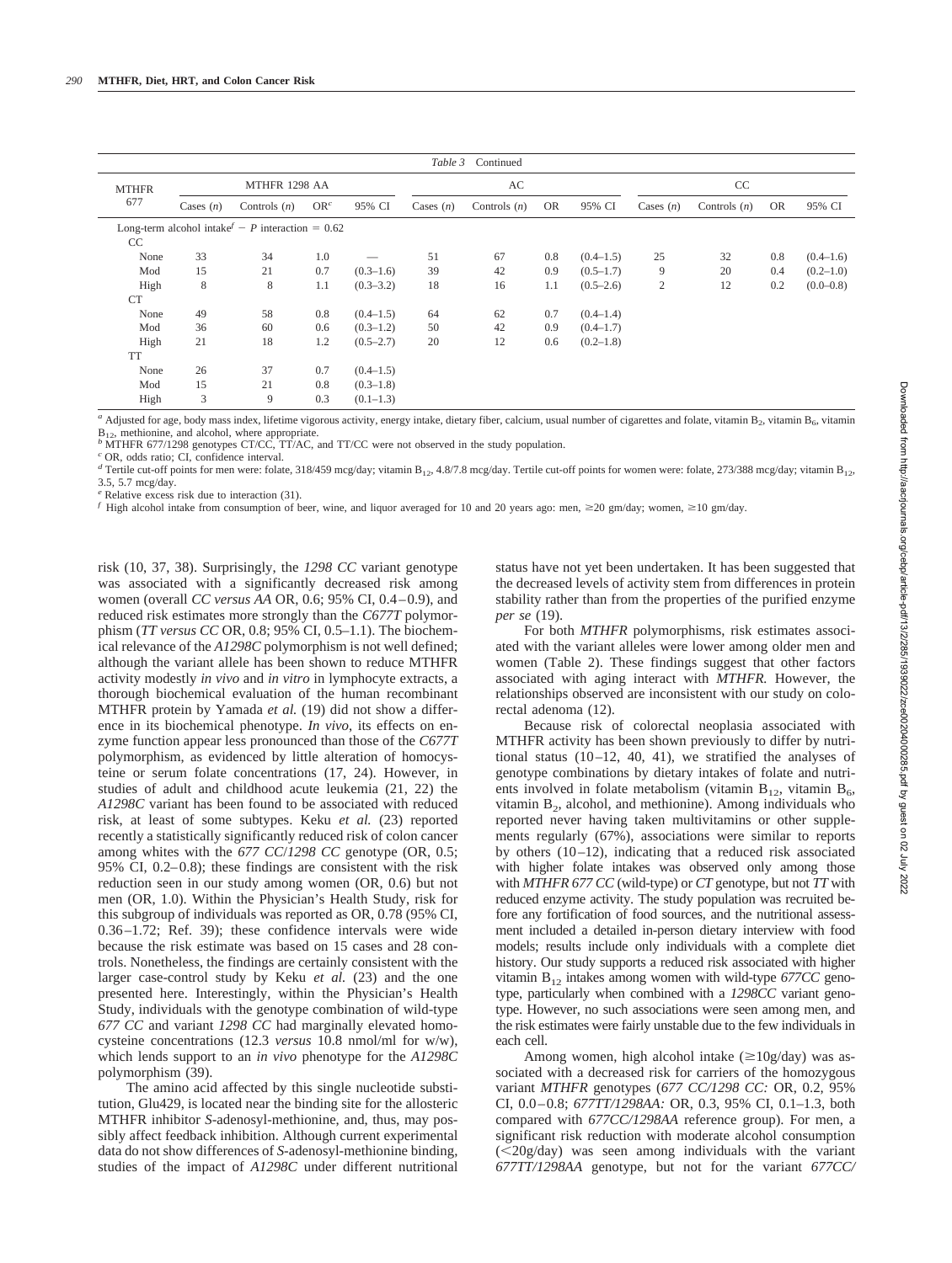Table 3 Continued

| MTHFR 677 | MTHFR 1298 AA | | | | AC | | | | CC | | | |
|---|---|---|---|---|---|---|---|---|---|---|---|---|
| | Cases (n) | Controls (n) | OR[c] | 95% CI | Cases (n) | Controls (n) | OR | 95% CI | Cases (n) | Controls (n) | OR | 95% CI |
| Long-term alcohol intake[f] − P interaction = 0.62 | | | | | | | | | | | | |
| CC | | | | | | | | | | | | |
| None | 33 | 34 | 1.0 | — | 51 | 67 | 0.8 | (0.4–1.5) | 25 | 32 | 0.8 | (0.4–1.6) |
| Mod | 15 | 21 | 0.7 | (0.3–1.6) | 39 | 42 | 0.9 | (0.5–1.7) | 9 | 20 | 0.4 | (0.2–1.0) |
| High | 8 | 8 | 1.1 | (0.3–3.2) | 18 | 16 | 1.1 | (0.5–2.6) | 2 | 12 | 0.2 | (0.0–0.8) |
| CT | | | | | | | | | | | | |
| None | 49 | 58 | 0.8 | (0.4–1.5) | 64 | 62 | 0.7 | (0.4–1.4) | | | | |
| Mod | 36 | 60 | 0.6 | (0.3–1.2) | 50 | 42 | 0.9 | (0.4–1.7) | | | | |
| High | 21 | 18 | 1.2 | (0.5–2.7) | 20 | 12 | 0.6 | (0.2–1.8) | | | | |
| TT | | | | | | | | | | | | |
| None | 26 | 37 | 0.7 | (0.4–1.5) | | | | | | | | |
| Mod | 15 | 21 | 0.8 | (0.3–1.8) | | | | | | | | |
| High | 3 | 9 | 0.3 | (0.1–1.3) | | | | | | | | |

[a] Adjusted for age, body mass index, lifetime vigorous activity, energy intake, dietary fiber, calcium, usual number of cigarettes and folate, vitamin $B_2$, vitamin $B_6$, vitamin $B_{12}$, methionine, and alcohol, where appropriate.
[b] MTHFR 677/1298 genotypes CT/CC, TT/AC, and TT/CC were not observed in the study population.
[c] OR, odds ratio; CI, confidence interval.
[d] Tertile cut-off points for men were: folate, 318/459 mcg/day; vitamin $B_{12}$, 4.8/7.8 mcg/day. Tertile cut-off points for women were: folate, 273/388 mcg/day; vitamin $B_{12}$, 3.5, 5.7 mcg/day.
[e] Relative excess risk due to interaction (31).
[f] High alcohol intake from consumption of beer, wine, and liquor averaged for 10 and 20 years ago: men, ≥20 gm/day; women, ≥10 gm/day.

risk (10, 37, 38). Surprisingly, the *1298 CC* variant genotype was associated with a significantly decreased risk among women (overall *CC versus AA* OR, 0.6; 95% CI, 0.4–0.9), and reduced risk estimates more strongly than the *C677T* polymorphism (*TT versus CC* OR, 0.8; 95% CI, 0.5–1.1). The biochemical relevance of the *A1298C* polymorphism is not well defined; although the variant allele has been shown to reduce MTHFR activity modestly *in vivo* and *in vitro* in lymphocyte extracts, a thorough biochemical evaluation of the human recombinant MTHFR protein by Yamada *et al.* (19) did not show a difference in its biochemical phenotype. *In vivo*, its effects on enzyme function appear less pronounced than those of the *C677T* polymorphism, as evidenced by little alteration of homocysteine or serum folate concentrations (17, 24). However, in studies of adult and childhood acute leukemia (21, 22) the *A1298C* variant has been found to be associated with reduced risk, at least of some subtypes. Keku *et al.* (23) reported recently a statistically significantly reduced risk of colon cancer among whites with the *677 CC*/*1298 CC* genotype (OR, 0.5; 95% CI, 0.2–0.8); these findings are consistent with the risk reduction seen in our study among women (OR, 0.6) but not men (OR, 1.0). Within the Physician's Health Study, risk for this subgroup of individuals was reported as OR, 0.78 (95% CI, 0.36–1.72; Ref. 39); these confidence intervals were wide because the risk estimate was based on 15 cases and 28 controls. Nonetheless, the findings are certainly consistent with the larger case-control study by Keku *et al.* (23) and the one presented here. Interestingly, within the Physician's Health Study, individuals with the genotype combination of wild-type *677 CC* and variant *1298 CC* had marginally elevated homocysteine concentrations (12.3 *versus* 10.8 nmol/ml for w/w), which lends support to an *in vivo* phenotype for the *A1298C* polymorphism (39).

The amino acid affected by this single nucleotide substitution, Glu429, is located near the binding site for the allosteric MTHFR inhibitor *S*-adenosyl-methionine, and, thus, may possibly affect feedback inhibition. Although current experimental data do not show differences of *S*-adenosyl-methionine binding, studies of the impact of *A1298C* under different nutritional status have not yet been undertaken. It has been suggested that the decreased levels of activity stem from differences in protein stability rather than from the properties of the purified enzyme *per se* (19).

For both *MTHFR* polymorphisms, risk estimates associated with the variant alleles were lower among older men and women (Table 2). These findings suggest that other factors associated with aging interact with *MTHFR.* However, the relationships observed are inconsistent with our study on colorectal adenoma (12).

Because risk of colorectal neoplasia associated with MTHFR activity has been shown previously to differ by nutritional status (10–12, 40, 41), we stratified the analyses of genotype combinations by dietary intakes of folate and nutrients involved in folate metabolism (vitamin $B_{12}$, vitamin $B_6$, vitamin $B_2$, alcohol, and methionine). Among individuals who reported never having taken multivitamins or other supplements regularly (67%), associations were similar to reports by others (10–12), indicating that a reduced risk associated with higher folate intakes was observed only among those with *MTHFR 677 CC* (wild-type) or *CT* genotype, but not *TT* with reduced enzyme activity. The study population was recruited before any fortification of food sources, and the nutritional assessment included a detailed in-person dietary interview with food models; results include only individuals with a complete diet history. Our study supports a reduced risk associated with higher vitamin $B_{12}$ intakes among women with wild-type *677CC* genotype, particularly when combined with a *1298CC* variant genotype. However, no such associations were seen among men, and the risk estimates were fairly unstable due to the few individuals in each cell.

Among women, high alcohol intake (≥10g/day) was associated with a decreased risk for carriers of the homozygous variant *MTHFR* genotypes (*677 CC/1298 CC:* OR, 0.2, 95% CI, 0.0–0.8; *677TT/1298AA:* OR, 0.3, 95% CI, 0.1–1.3, both compared with *677CC/1298AA* reference group). For men, a significant risk reduction with moderate alcohol consumption (<20g/day) was seen among individuals with the variant *677TT/1298AA* genotype, but not for the variant *677CC/*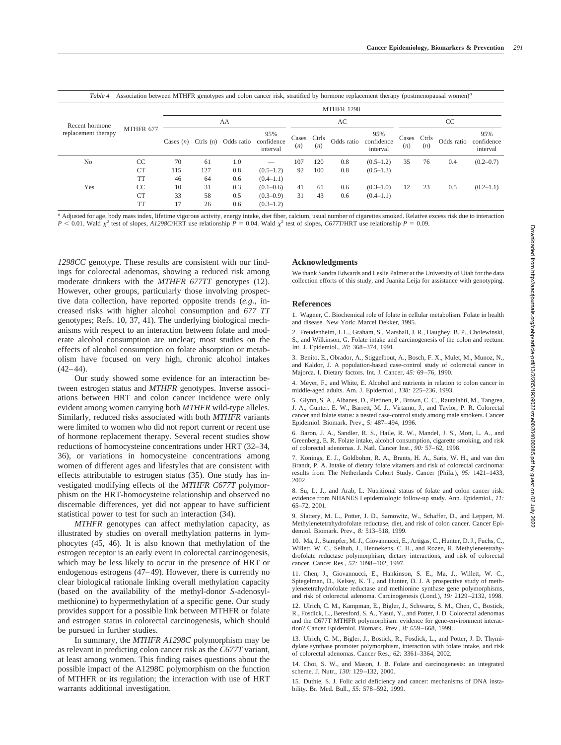*Table 4* Association between MTHFR genotypes and colon cancer risk, stratified by hormone replacement therapy (postmenopausal women)[a]

| Recent hormone replacement therapy | MTHFR 677 | MTHFR 1298 | | | | | | | | | | | |
|---|---|---|---|---|---|---|---|---|---|---|---|---|---|
| | | AA | | | | AC | | | | CC | | | |
| | | Cases (*n*) | Ctrls (*n*) | Odds ratio | 95% confidence interval | Cases (*n*) | Ctrls (*n*) | Odds ratio | 95% confidence interval | Cases (*n*) | Ctrls (*n*) | Odds ratio | 95% confidence interval |
| No | CC | 70 | 61 | 1.0 | — | 107 | 120 | 0.8 | (0.5–1.2) | 35 | 76 | 0.4 | (0.2–0.7) |
| | CT | 115 | 127 | 0.8 | (0.5–1.2) | 92 | 100 | 0.8 | (0.5–1.3) | | | | |
| | TT | 46 | 64 | 0.6 | (0.4–1.1) | | | | | | | | |
| Yes | CC | 10 | 31 | 0.3 | (0.1–0.6) | 41 | 61 | 0.6 | (0.3–1.0) | 12 | 23 | 0.5 | (0.2–1.1) |
| | CT | 33 | 58 | 0.5 | (0.3–0.9) | 31 | 43 | 0.6 | (0.4–1.1) | | | | |
| | TT | 17 | 26 | 0.6 | (0.3–1.2) | | | | | | | | |

[a] Adjusted for age, body mass index, lifetime vigorous activity, energy intake, diet fiber, calcium, usual number of cigarettes smoked. Relative excess risk due to interaction $P < 0.01$. Wald $\chi^2$ test of slopes, *A1298C*/HRT use relationship $P = 0.04$. Wald $\chi^2$ test of slopes, *C677T*/HRT use relationship $P = 0.09$.

*1298CC* genotype. These results are consistent with our findings for colorectal adenomas, showing a reduced risk among moderate drinkers with the *MTHFR 677TT* genotypes (12). However, other groups, particularly those involving prospective data collection, have reported opposite trends (*e.g.*, increased risks with higher alcohol consumption and *677 TT* genotypes; Refs. 10, 37, 41). The underlying biological mechanisms with respect to an interaction between folate and moderate alcohol consumption are unclear; most studies on the effects of alcohol consumption on folate absorption or metabolism have focused on very high, chronic alcohol intakes (42–44).

Our study showed some evidence for an interaction between estrogen status and *MTHFR* genotypes. Inverse associations between HRT and colon cancer incidence were only evident among women carrying both *MTHFR* wild-type alleles. Similarly, reduced risks associated with both *MTHFR* variants were limited to women who did not report current or recent use of hormone replacement therapy. Several recent studies show reductions of homocysteine concentrations under HRT (32–34, 36), or variations in homocysteine concentrations among women of different ages and lifestyles that are consistent with effects attributable to estrogen status (35). One study has investigated modifying effects of the *MTHFR C677T* polymorphism on the HRT-homocysteine relationship and observed no discernable differences, yet did not appear to have sufficient statistical power to test for such an interaction (34).

*MTHFR* genotypes can affect methylation capacity, as illustrated by studies on overall methylation patterns in lymphocytes (45, 46). It is also known that methylation of the estrogen receptor is an early event in colorectal carcinogenesis, which may be less likely to occur in the presence of HRT or endogenous estrogens (47–49). However, there is currently no clear biological rationale linking overall methylation capacity (based on the availability of the methyl-donor *S*-adenosylmethionine) to hypermethylation of a specific gene. Our study provides support for a possible link between MTHFR or folate and estrogen status in colorectal carcinogenesis, which should be pursued in further studies.

In summary, the *MTHFR A1298C* polymorphism may be as relevant in predicting colon cancer risk as the *C677T* variant, at least among women. This finding raises questions about the possible impact of the A1298C polymorphism on the function of MTHFR or its regulation; the interaction with use of HRT warrants additional investigation.

## Acknowledgments

We thank Sandra Edwards and Leslie Palmer at the University of Utah for the data collection efforts of this study, and Juanita Leija for assistance with genotyping.

## References

1. Wagner, C. Biochemical role of folate in cellular metabolism. Folate in health and disease. New York: Marcel Dekker, 1995.

2. Freudenheim, J. L., Graham, S., Marshall, J. R., Haughey, B. P., Cholewinski, S., and Wilkinson, G. Folate intake and carcinogenesis of the colon and rectum. Int. J. Epidemiol., *20:* 368–374, 1991.

3. Benito, E., Obrador, A., Stiggelbout, A., Bosch, F. X., Mulet, M., Munoz, N., and Kaldor, J. A population-based case-control study of colorectal cancer in Majorca. I. Dietary factors. Int. J. Cancer, *45:* 69–76, 1990.

4. Meyer, F., and White, E. Alcohol and nutrients in relation to colon cancer in middle-aged adults. Am. J. Epidemiol., *138:* 225–236, 1993.

5. Glynn, S. A., Albanes, D., Pietinen, P., Brown, C. C., Rautalahti, M., Tangrea, J. A., Gunter, E. W., Barrett, M. J., Virtamo, J., and Taylor, P. R. Colorectal cancer and folate status: a nested case-control study among male smokers. Cancer Epidemiol. Biomark. Prev., *5:* 487–494, 1996.

6. Baron, J. A., Sandler, R. S., Haile, R. W., Mandel, J. S., Mott, L. A., and Greenberg, E. R. Folate intake, alcohol consumption, cigarette smoking, and risk of colorectal adenomas. J. Natl. Cancer Inst., *90:* 57–62, 1998.

7. Konings, E. J., Goldbohm, R. A., Brants, H. A., Saris, W. H., and van den Brandt, P. A. Intake of dietary folate vitamers and risk of colorectal carcinoma: results from The Netherlands Cohort Study. Cancer (Phila.), *95:* 1421–1433, 2002.

8. Su, L. J., and Arab, L. Nutritional status of folate and colon cancer risk: evidence from NHANES I epidemiologic follow-up study. Ann. Epidemiol., *11:* 65–72, 2001.

9. Slattery, M. L., Potter, J. D., Samowitz, W., Schaffer, D., and Leppert, M. Methylenetetrahydrofolate reductase, diet, and risk of colon cancer. Cancer Epidemiol. Biomark. Prev., *8:* 513–518, 1999.

10. Ma, J., Stampfer, M. J., Giovannucci, E., Artigas, C., Hunter, D. J., Fuchs, C., Willett, W. C., Selhub, J., Hennekens, C. H., and Rozen, R. Methylenetetrahydrofolate reductase polymorphism, dietary interactions, and risk of colorectal cancer. Cancer Res., *57:* 1098–102, 1997.

11. Chen, J., Giovannucci, E., Hankinson, S. E., Ma, J., Willett, W. C., Spiegelman, D., Kelsey, K. T., and Hunter, D. J. A prospective study of methylenetetrahydrofolate reductase and methionine synthase gene polymorphisms, and risk of colorectal adenoma. Carcinogenesis (Lond.), *19:* 2129–2132, 1998.

12. Ulrich, C. M., Kampman, E., Bigler, J., Schwartz, S. M., Chen, C., Bostick, R., Fosdick, L., Beresford, S. A., Yasui, Y., and Potter, J. D. Colorectal adenomas and the C677T MTHFR polymorphism: evidence for gene-environment interaction? Cancer Epidemiol. Biomark. Prev., *8:* 659–668, 1999.

13. Ulrich, C. M., Bigler, J., Bostick, R., Fosdick, L., and Potter, J. D. Thymidylate synthase promoter polymorphism, interaction with folate intake, and risk of colorectal adenomas. Cancer Res., *62:* 3361–3364, 2002.

14. Choi, S. W., and Mason, J. B. Folate and carcinogenesis: an integrated scheme. J. Nutr., *130:* 129–132, 2000.

15. Duthie, S. J. Folic acid deficiency and cancer: mechanisms of DNA instability. Br. Med. Bull., *55:* 578–592, 1999.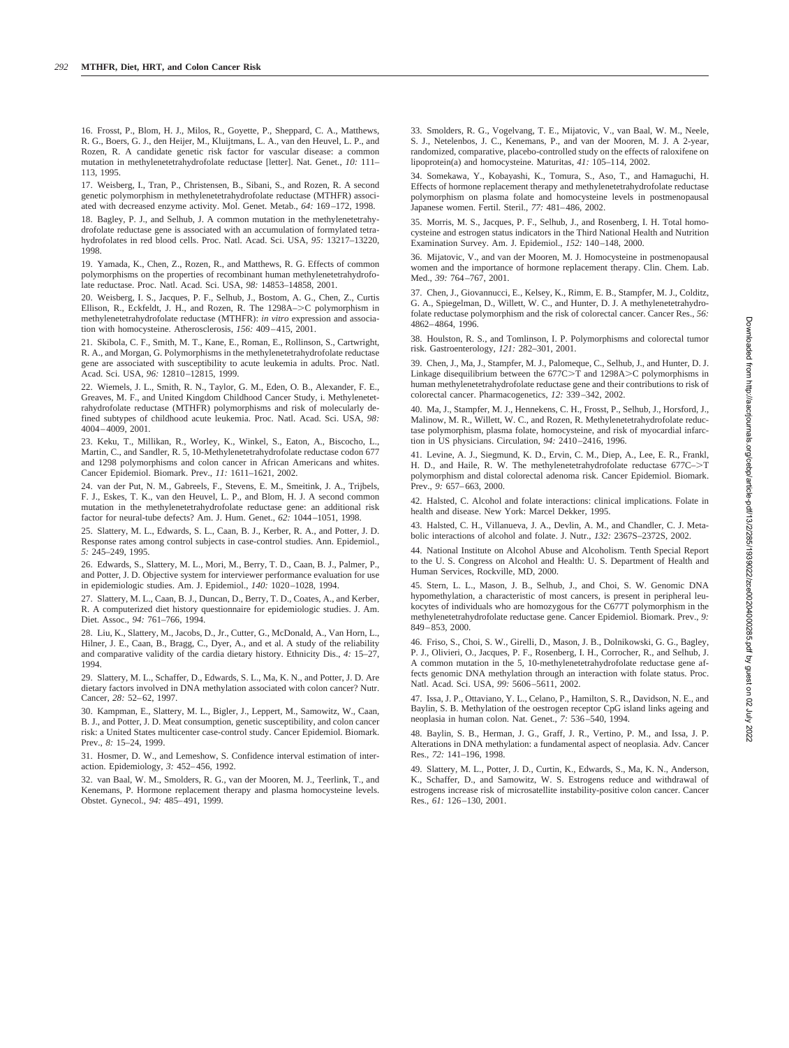16. Frosst, P., Blom, H. J., Milos, R., Goyette, P., Sheppard, C. A., Matthews, R. G., Boers, G. J., den Heijer, M., Kluijtmans, L. A., van den Heuvel, L. P., and Rozen, R. A candidate genetic risk factor for vascular disease: a common mutation in methylenetetrahydrofolate reductase [letter]. Nat. Genet., *10:* 111–113, 1995.

17. Weisberg, I., Tran, P., Christensen, B., Sibani, S., and Rozen, R. A second genetic polymorphism in methylenetetrahydrofolate reductase (MTHFR) associated with decreased enzyme activity. Mol. Genet. Metab., *64:* 169–172, 1998.

18. Bagley, P. J., and Selhub, J. A common mutation in the methylenetetrahydrofolate reductase gene is associated with an accumulation of formylated tetrahydrofolates in red blood cells. Proc. Natl. Acad. Sci. USA, *95:* 13217–13220, 1998.

19. Yamada, K., Chen, Z., Rozen, R., and Matthews, R. G. Effects of common polymorphisms on the properties of recombinant human methylenetetrahydrofolate reductase. Proc. Natl. Acad. Sci. USA, *98:* 14853–14858, 2001.

20. Weisberg, I. S., Jacques, P. F., Selhub, J., Bostom, A. G., Chen, Z., Curtis Ellison, R., Eckfeldt, J. H., and Rozen, R. The 1298A->C polymorphism in methylenetetrahydrofolate reductase (MTHFR): *in vitro* expression and association with homocysteine. Atherosclerosis, *156:* 409–415, 2001.

21. Skibola, C. F., Smith, M. T., Kane, E., Roman, E., Rollinson, S., Cartwright, R. A., and Morgan, G. Polymorphisms in the methylenetetrahydrofolate reductase gene are associated with susceptibility to acute leukemia in adults. Proc. Natl. Acad. Sci. USA, *96:* 12810–12815, 1999.

22. Wiemels, J. L., Smith, R. N., Taylor, G. M., Eden, O. B., Alexander, F. E., Greaves, M. F., and United Kingdom Childhood Cancer Study, i. Methylenetetrahydrofolate reductase (MTHFR) polymorphisms and risk of molecularly defined subtypes of childhood acute leukemia. Proc. Natl. Acad. Sci. USA, *98:* 4004–4009, 2001.

23. Keku, T., Millikan, R., Worley, K., Winkel, S., Eaton, A., Biscocho, L., Martin, C., and Sandler, R. 5, 10-Methylenetetrahydrofolate reductase codon 677 and 1298 polymorphisms and colon cancer in African Americans and whites. Cancer Epidemiol. Biomark. Prev., *11:* 1611–1621, 2002.

24. van der Put, N. M., Gabreels, F., Stevens, E. M., Smeitink, J. A., Trijbels, F. J., Eskes, T. K., van den Heuvel, L. P., and Blom, H. J. A second common mutation in the methylenetetrahydrofolate reductase gene: an additional risk factor for neural-tube defects? Am. J. Hum. Genet., *62:* 1044–1051, 1998.

25. Slattery, M. L., Edwards, S. L., Caan, B. J., Kerber, R. A., and Potter, J. D. Response rates among control subjects in case-control studies. Ann. Epidemiol., *5:* 245–249, 1995.

26. Edwards, S., Slattery, M. L., Mori, M., Berry, T. D., Caan, B. J., Palmer, P., and Potter, J. D. Objective system for interviewer performance evaluation for use in epidemiologic studies. Am. J. Epidemiol., *140:* 1020–1028, 1994.

27. Slattery, M. L., Caan, B. J., Duncan, D., Berry, T. D., Coates, A., and Kerber, R. A computerized diet history questionnaire for epidemiologic studies. J. Am. Diet. Assoc., *94:* 761–766, 1994.

28. Liu, K., Slattery, M., Jacobs, D., Jr., Cutter, G., McDonald, A., Van Horn, L., Hilner, J. E., Caan, B., Bragg, C., Dyer, A., and et al. A study of the reliability and comparative validity of the cardia dietary history. Ethnicity Dis., *4:* 15–27, 1994.

29. Slattery, M. L., Schaffer, D., Edwards, S. L., Ma, K. N., and Potter, J. D. Are dietary factors involved in DNA methylation associated with colon cancer? Nutr. Cancer, *28:* 52–62, 1997.

30. Kampman, E., Slattery, M. L., Bigler, J., Leppert, M., Samowitz, W., Caan, B. J., and Potter, J. D. Meat consumption, genetic susceptibility, and colon cancer risk: a United States multicenter case-control study. Cancer Epidemiol. Biomark. Prev., *8:* 15–24, 1999.

31. Hosmer, D. W., and Lemeshow, S. Confidence interval estimation of interaction. Epidemiology, *3:* 452–456, 1992.

32. van Baal, W. M., Smolders, R. G., van der Mooren, M. J., Teerlink, T., and Kenemans, P. Hormone replacement therapy and plasma homocysteine levels. Obstet. Gynecol., *94:* 485–491, 1999.

33. Smolders, R. G., Vogelvang, T. E., Mijatovic, V., van Baal, W. M., Neele, S. J., Netelenbos, J. C., Kenemans, P., and van der Mooren, M. J. A 2-year, randomized, comparative, placebo-controlled study on the effects of raloxifene on lipoprotein(a) and homocysteine. Maturitas, *41:* 105–114, 2002.

34. Somekawa, Y., Kobayashi, K., Tomura, S., Aso, T., and Hamaguchi, H. Effects of hormone replacement therapy and methylenetetrahydrofolate reductase polymorphism on plasma folate and homocysteine levels in postmenopausal Japanese women. Fertil. Steril., *77:* 481–486, 2002.

35. Morris, M. S., Jacques, P. F., Selhub, J., and Rosenberg, I. H. Total homocysteine and estrogen status indicators in the Third National Health and Nutrition Examination Survey. Am. J. Epidemiol., *152:* 140–148, 2000.

36. Mijatovic, V., and van der Mooren, M. J. Homocysteine in postmenopausal women and the importance of hormone replacement therapy. Clin. Chem. Lab. Med., *39:* 764–767, 2001.

37. Chen, J., Giovannucci, E., Kelsey, K., Rimm, E. B., Stampfer, M. J., Colditz, G. A., Spiegelman, D., Willett, W. C., and Hunter, D. J. A methylenetetrahydrofolate reductase polymorphism and the risk of colorectal cancer. Cancer Res., *56:* 4862–4864, 1996.

38. Houlston, R. S., and Tomlinson, I. P. Polymorphisms and colorectal tumor risk. Gastroenterology, *121:* 282–301, 2001.

39. Chen, J., Ma, J., Stampfer, M. J., Palomeque, C., Selhub, J., and Hunter, D. J. Linkage disequilibrium between the 677C>T and 1298A>C polymorphisms in human methylenetetrahydrofolate reductase gene and their contributions to risk of colorectal cancer. Pharmacogenetics, *12:* 339–342, 2002.

40. Ma, J., Stampfer, M. J., Hennekens, C. H., Frosst, P., Selhub, J., Horsford, J., Malinow, M. R., Willett, W. C., and Rozen, R. Methylenetetrahydrofolate reductase polymorphism, plasma folate, homocysteine, and risk of myocardial infarction in US physicians. Circulation, *94:* 2410–2416, 1996.

41. Levine, A. J., Siegmund, K. D., Ervin, C. M., Diep, A., Lee, E. R., Frankl, H. D., and Haile, R. W. The methylenetetrahydrofolate reductase 677C->T polymorphism and distal colorectal adenoma risk. Cancer Epidemiol. Biomark. Prev., *9:* 657–663, 2000.

42. Halsted, C. Alcohol and folate interactions: clinical implications. Folate in health and disease. New York: Marcel Dekker, 1995.

43. Halsted, C. H., Villanueva, J. A., Devlin, A. M., and Chandler, C. J. Metabolic interactions of alcohol and folate. J. Nutr., *132:* 2367S–2372S, 2002.

44. National Institute on Alcohol Abuse and Alcoholism. Tenth Special Report to the U. S. Congress on Alcohol and Health: U. S. Department of Health and Human Services, Rockville, MD, 2000.

45. Stern, L. L., Mason, J. B., Selhub, J., and Choi, S. W. Genomic DNA hypomethylation, a characteristic of most cancers, is present in peripheral leukocytes of individuals who are homozygous for the C677T polymorphism in the methylenetetrahydrofolate reductase gene. Cancer Epidemiol. Biomark. Prev., *9:* 849–853, 2000.

46. Friso, S., Choi, S. W., Girelli, D., Mason, J. B., Dolnikowski, G. G., Bagley, P. J., Olivieri, O., Jacques, P. F., Rosenberg, I. H., Corrocher, R., and Selhub, J. A common mutation in the 5, 10-methylenetetrahydrofolate reductase gene affects genomic DNA methylation through an interaction with folate status. Proc. Natl. Acad. Sci. USA, *99:* 5606–5611, 2002.

47. Issa, J. P., Ottaviano, Y. L., Celano, P., Hamilton, S. R., Davidson, N. E., and Baylin, S. B. Methylation of the oestrogen receptor CpG island links ageing and neoplasia in human colon. Nat. Genet., *7:* 536–540, 1994.

48. Baylin, S. B., Herman, J. G., Graff, J. R., Vertino, P. M., and Issa, J. P. Alterations in DNA methylation: a fundamental aspect of neoplasia. Adv. Cancer Res., *72:* 141–196, 1998.

49. Slattery, M. L., Potter, J. D., Curtin, K., Edwards, S., Ma, K. N., Anderson, K., Schaffer, D., and Samowitz, W. S. Estrogens reduce and withdrawal of estrogens increase risk of microsatellite instability-positive colon cancer. Cancer Res., *61:* 126–130, 2001.